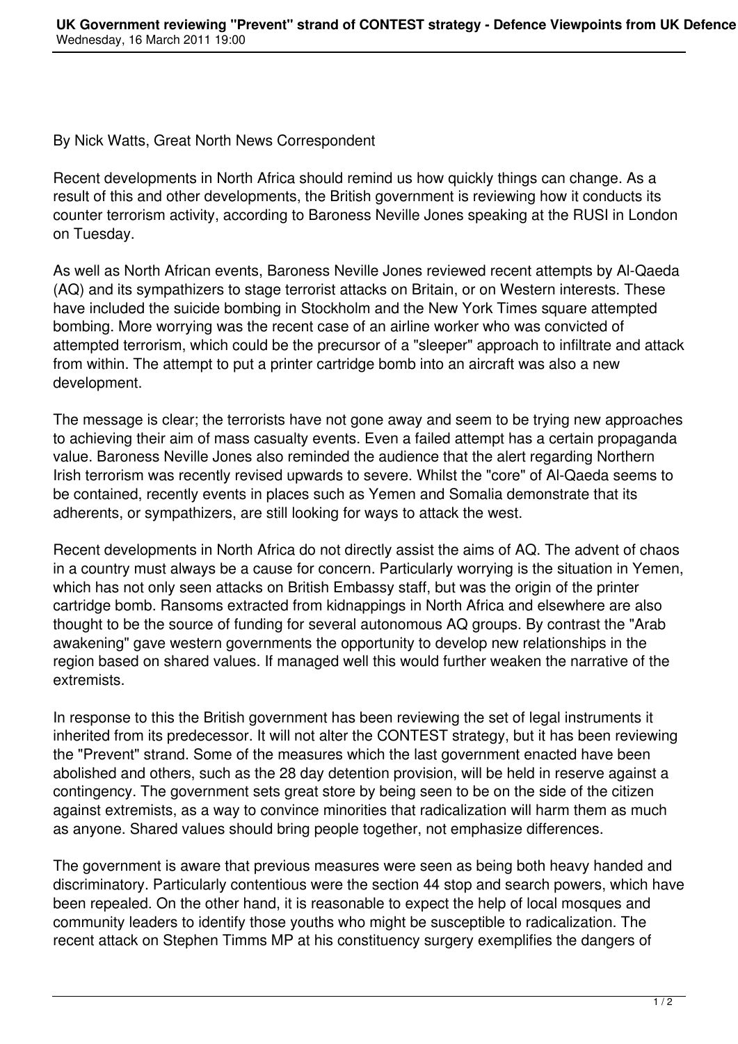By Nick Watts, Great North News Correspondent

Recent developments in North Africa should remind us how quickly things can change. As a result of this and other developments, the British government is reviewing how it conducts its counter terrorism activity, according to Baroness Neville Jones speaking at the RUSI in London on Tuesday.

As well as North African events, Baroness Neville Jones reviewed recent attempts by Al-Qaeda (AQ) and its sympathizers to stage terrorist attacks on Britain, or on Western interests. These have included the suicide bombing in Stockholm and the New York Times square attempted bombing. More worrying was the recent case of an airline worker who was convicted of attempted terrorism, which could be the precursor of a "sleeper" approach to infiltrate and attack from within. The attempt to put a printer cartridge bomb into an aircraft was also a new development.

The message is clear; the terrorists have not gone away and seem to be trying new approaches to achieving their aim of mass casualty events. Even a failed attempt has a certain propaganda value. Baroness Neville Jones also reminded the audience that the alert regarding Northern Irish terrorism was recently revised upwards to severe. Whilst the "core" of Al-Qaeda seems to be contained, recently events in places such as Yemen and Somalia demonstrate that its adherents, or sympathizers, are still looking for ways to attack the west.

Recent developments in North Africa do not directly assist the aims of AQ. The advent of chaos in a country must always be a cause for concern. Particularly worrying is the situation in Yemen, which has not only seen attacks on British Embassy staff, but was the origin of the printer cartridge bomb. Ransoms extracted from kidnappings in North Africa and elsewhere are also thought to be the source of funding for several autonomous AQ groups. By contrast the "Arab awakening" gave western governments the opportunity to develop new relationships in the region based on shared values. If managed well this would further weaken the narrative of the extremists.

In response to this the British government has been reviewing the set of legal instruments it inherited from its predecessor. It will not alter the CONTEST strategy, but it has been reviewing the "Prevent" strand. Some of the measures which the last government enacted have been abolished and others, such as the 28 day detention provision, will be held in reserve against a contingency. The government sets great store by being seen to be on the side of the citizen against extremists, as a way to convince minorities that radicalization will harm them as much as anyone. Shared values should bring people together, not emphasize differences.

The government is aware that previous measures were seen as being both heavy handed and discriminatory. Particularly contentious were the section 44 stop and search powers, which have been repealed. On the other hand, it is reasonable to expect the help of local mosques and community leaders to identify those youths who might be susceptible to radicalization. The recent attack on Stephen Timms MP at his constituency surgery exemplifies the dangers of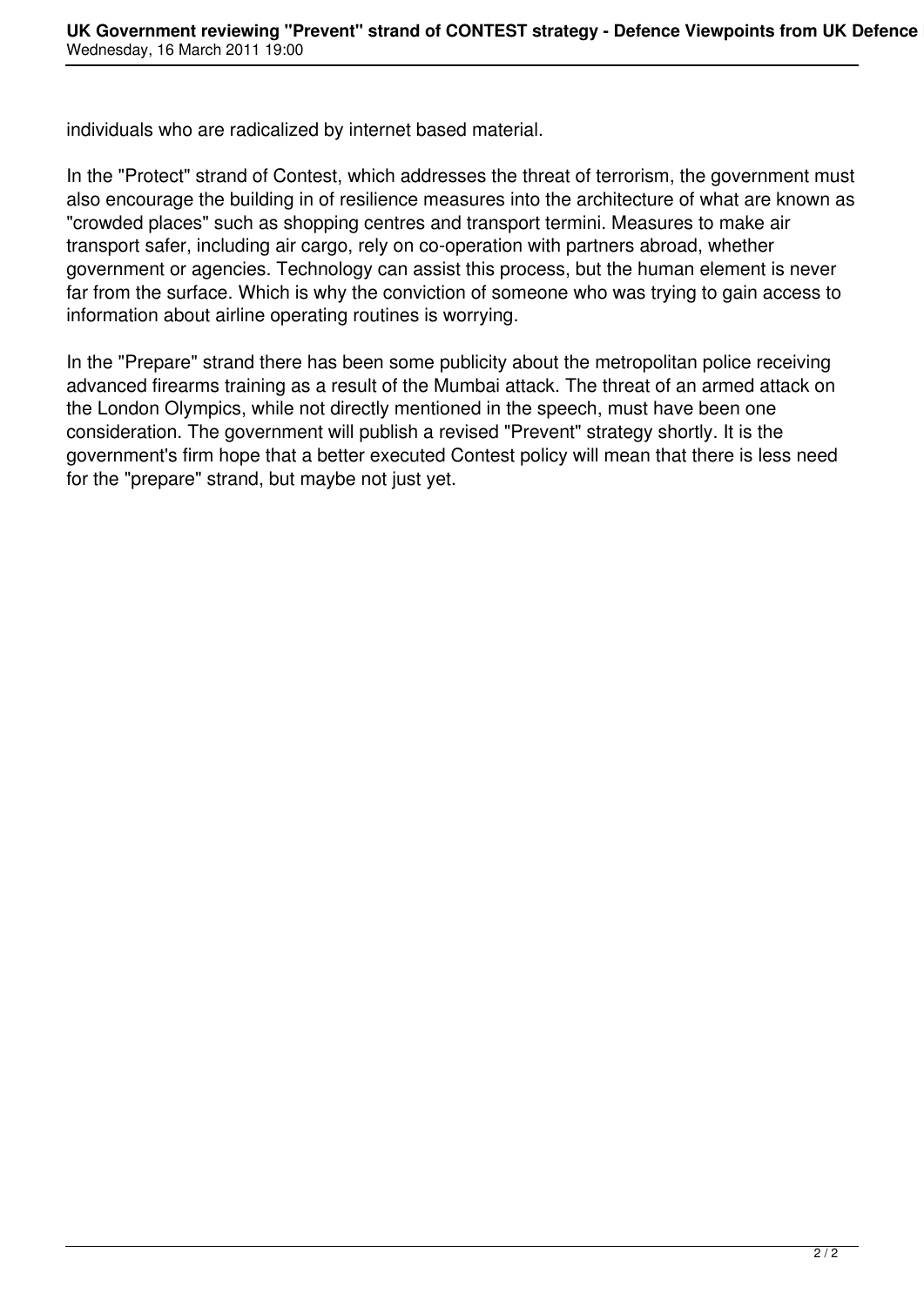individuals who are radicalized by internet based material.

In the "Protect" strand of Contest, which addresses the threat of terrorism, the government must also encourage the building in of resilience measures into the architecture of what are known as "crowded places" such as shopping centres and transport termini. Measures to make air transport safer, including air cargo, rely on co-operation with partners abroad, whether government or agencies. Technology can assist this process, but the human element is never far from the surface. Which is why the conviction of someone who was trying to gain access to information about airline operating routines is worrying.

In the "Prepare" strand there has been some publicity about the metropolitan police receiving advanced firearms training as a result of the Mumbai attack. The threat of an armed attack on the London Olympics, while not directly mentioned in the speech, must have been one consideration. The government will publish a revised "Prevent" strategy shortly. It is the government's firm hope that a better executed Contest policy will mean that there is less need for the "prepare" strand, but maybe not just yet.